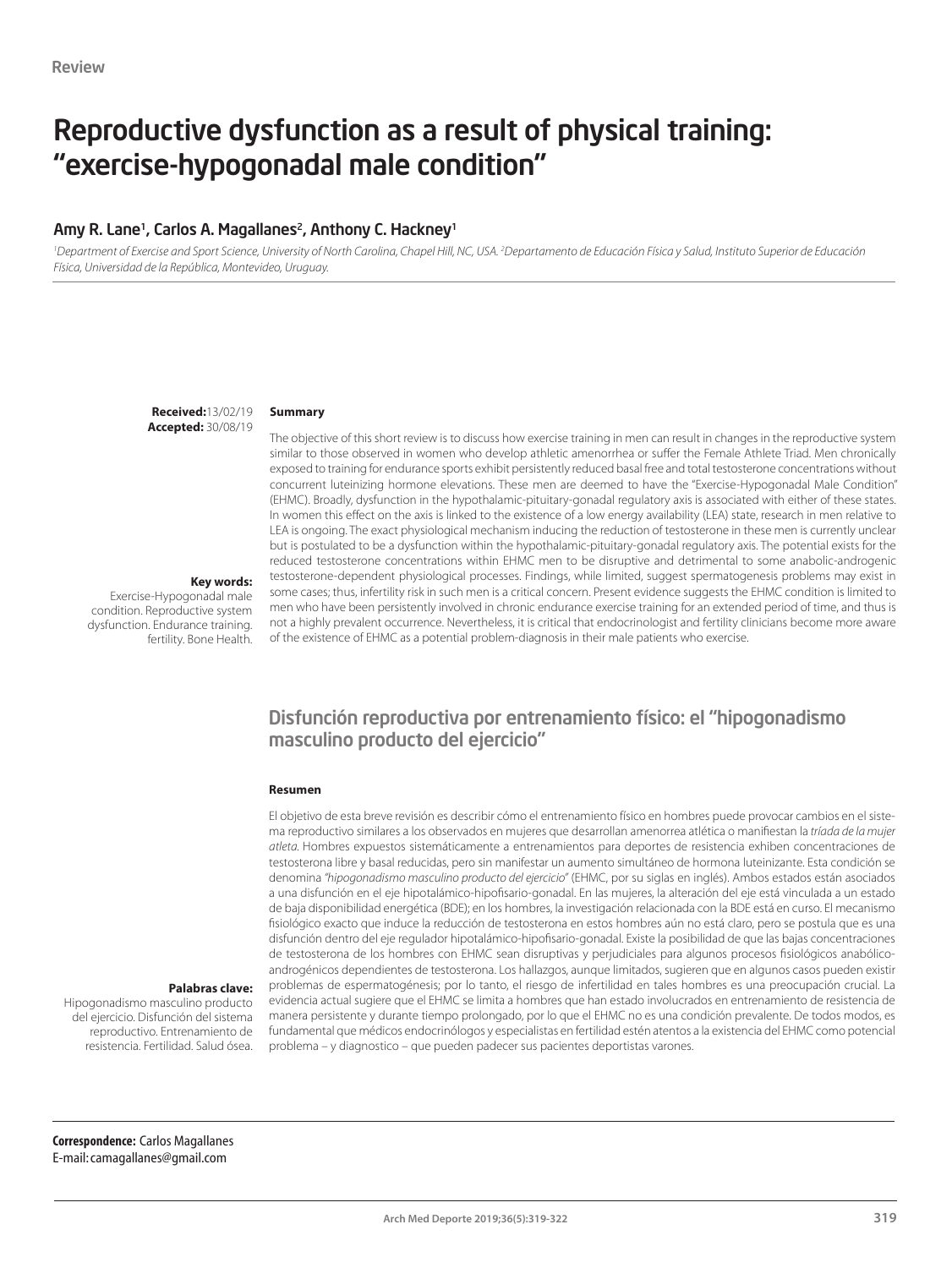Review

# Reproductive dysfunction as a result of physical training: "exercise-hypogonadal male condition"

## Amy R. Lane[1], Carlos A. Magallanes[2], Anthony C. Hackney[1]

*[1]Department of Exercise and Sport Science, University of North Carolina, Chapel Hill, NC, USA. [2]Departamento de Educación Física y Salud, Instituto Superior de Educación Física, Universidad de la República, Montevideo, Uruguay.*

**Received:** 13/02/19
**Accepted:** 30/08/19

**Summary**

The objective of this short review is to discuss how exercise training in men can result in changes in the reproductive system similar to those observed in women who develop athletic amenorrhea or suffer the Female Athlete Triad. Men chronically exposed to training for endurance sports exhibit persistently reduced basal free and total testosterone concentrations without concurrent luteinizing hormone elevations. These men are deemed to have the "Exercise-Hypogonadal Male Condition" (EHMC). Broadly, dysfunction in the hypothalamic-pituitary-gonadal regulatory axis is associated with either of these states. In women this effect on the axis is linked to the existence of a low energy availability (LEA) state, research in men relative to LEA is ongoing. The exact physiological mechanism inducing the reduction of testosterone in these men is currently unclear but is postulated to be a dysfunction within the hypothalamic-pituitary-gonadal regulatory axis. The potential exists for the reduced testosterone concentrations within EHMC men to be disruptive and detrimental to some anabolic-androgenic testosterone-dependent physiological processes. Findings, while limited, suggest spermatogenesis problems may exist in some cases; thus, infertility risk in such men is a critical concern. Present evidence suggests the EHMC condition is limited to men who have been persistently involved in chronic endurance exercise training for an extended period of time, and thus is not a highly prevalent occurrence. Nevertheless, it is critical that endocrinologist and fertility clinicians become more aware of the existence of EHMC as a potential problem-diagnosis in their male patients who exercise.

**Key words:**
Exercise-Hypogonadal male condition. Reproductive system dysfunction. Endurance training. fertility. Bone Health.

## Disfunción reproductiva por entrenamiento físico: el "hipogonadismo masculino producto del ejercicio"

**Resumen**

El objetivo de esta breve revisión es describir cómo el entrenamiento físico en hombres puede provocar cambios en el sistema reproductivo similares a los observados en mujeres que desarrollan amenorrea atlética o manifiestan la *tríada de la mujer atleta*. Hombres expuestos sistemáticamente a entrenamientos para deportes de resistencia exhiben concentraciones de testosterona libre y basal reducidas, pero sin manifestar un aumento simultáneo de hormona luteinizante. Esta condición se denomina *"hipogonadismo masculino producto del ejercicio"* (EHMC, por su siglas en inglés). Ambos estados están asociados a una disfunción en el eje hipotalámico-hipofisario-gonadal. En las mujeres, la alteración del eje está vinculada a un estado de baja disponibilidad energética (BDE); en los hombres, la investigación relacionada con la BDE está en curso. El mecanismo fisiológico exacto que induce la reducción de testosterona en estos hombres aún no está claro, pero se postula que es una disfunción dentro del eje regulador hipotalámico-hipofisario-gonadal. Existe la posibilidad de que las bajas concentraciones de testosterona de los hombres con EHMC sean disruptivas y perjudiciales para algunos procesos fisiológicos anabólico-androgénicos dependientes de testosterona. Los hallazgos, aunque limitados, sugieren que en algunos casos pueden existir problemas de espermatogénesis; por lo tanto, el riesgo de infertilidad en tales hombres es una preocupación crucial. La evidencia actual sugiere que el EHMC se limita a hombres que han estado involucrados en entrenamiento de resistencia de manera persistente y durante tiempo prolongado, por lo que el EHMC no es una condición prevalente. De todos modos, es fundamental que médicos endocrinólogos y especialistas en fertilidad estén atentos a la existencia del EHMC como potencial problema – y diagnostico – que pueden padecer sus pacientes deportistas varones.

**Palabras clave:**
Hipogonadismo masculino producto del ejercicio. Disfunción del sistema reproductivo. Entrenamiento de resistencia. Fertilidad. Salud ósea.

**Correspondence:** Carlos Magallanes
E-mail: camagallanes@gmail.com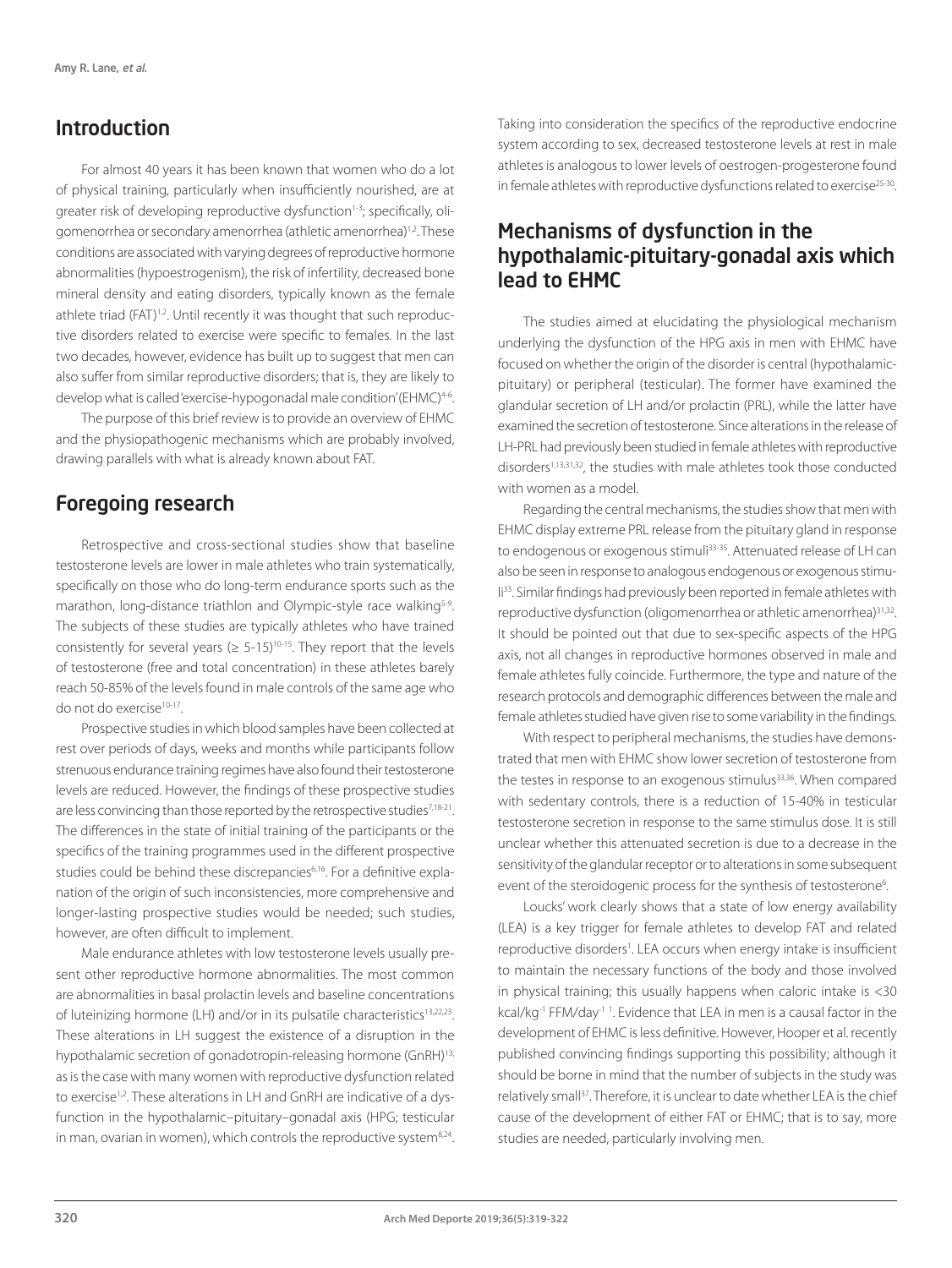## Introduction

For almost 40 years it has been known that women who do a lot of physical training, particularly when insufficiently nourished, are at greater risk of developing reproductive dysfunction[1-3]; specifically, oligomenorrhea or secondary amenorrhea (athletic amenorrhea)[1,2]. These conditions are associated with varying degrees of reproductive hormone abnormalities (hypoestrogenism), the risk of infertility, decreased bone mineral density and eating disorders, typically known as the female athlete triad (FAT)[1,2]. Until recently it was thought that such reproductive disorders related to exercise were specific to females. In the last two decades, however, evidence has built up to suggest that men can also suffer from similar reproductive disorders; that is, they are likely to develop what is called 'exercise-hypogonadal male condition' (EHMC)[4-6].

The purpose of this brief review is to provide an overview of EHMC and the physiopathogenic mechanisms which are probably involved, drawing parallels with what is already known about FAT.

## Foregoing research

Retrospective and cross-sectional studies show that baseline testosterone levels are lower in male athletes who train systematically, specifically on those who do long-term endurance sports such as the marathon, long-distance triathlon and Olympic-style race walking[5-9]. The subjects of these studies are typically athletes who have trained consistently for several years (≥ 5-15)[10-15]. They report that the levels of testosterone (free and total concentration) in these athletes barely reach 50-85% of the levels found in male controls of the same age who do not do exercise[10-17].

Prospective studies in which blood samples have been collected at rest over periods of days, weeks and months while participants follow strenuous endurance training regimes have also found their testosterone levels are reduced. However, the findings of these prospective studies are less convincing than those reported by the retrospective studies[7,18-21]. The differences in the state of initial training of the participants or the specifics of the training programmes used in the different prospective studies could be behind these discrepancies[6,16]. For a definitive explanation of the origin of such inconsistencies, more comprehensive and longer-lasting prospective studies would be needed; such studies, however, are often difficult to implement.

Male endurance athletes with low testosterone levels usually present other reproductive hormone abnormalities. The most common are abnormalities in basal prolactin levels and baseline concentrations of luteinizing hormone (LH) and/or in its pulsatile characteristics[13,22,23]. These alterations in LH suggest the existence of a disruption in the hypothalamic secretion of gonadotropin-releasing hormone (GnRH)[13]; as is the case with many women with reproductive dysfunction related to exercise[1,2]. These alterations in LH and GnRH are indicative of a dysfunction in the hypothalamic–pituitary–gonadal axis (HPG; testicular in man, ovarian in women), which controls the reproductive system[8,24]. Taking into consideration the specifics of the reproductive endocrine system according to sex, decreased testosterone levels at rest in male athletes is analogous to lower levels of oestrogen-progesterone found in female athletes with reproductive dysfunctions related to exercise[25-30].

## Mechanisms of dysfunction in the hypothalamic-pituitary-gonadal axis which lead to EHMC

The studies aimed at elucidating the physiological mechanism underlying the dysfunction of the HPG axis in men with EHMC have focused on whether the origin of the disorder is central (hypothalamic-pituitary) or peripheral (testicular). The former have examined the glandular secretion of LH and/or prolactin (PRL), while the latter have examined the secretion of testosterone. Since alterations in the release of LH-PRL had previously been studied in female athletes with reproductive disorders[1,13,31,32], the studies with male athletes took those conducted with women as a model.

Regarding the central mechanisms, the studies show that men with EHMC display extreme PRL release from the pituitary gland in response to endogenous or exogenous stimuli[33-35]. Attenuated release of LH can also be seen in response to analogous endogenous or exogenous stimuli[33]. Similar findings had previously been reported in female athletes with reproductive dysfunction (oligomenorrhea or athletic amenorrhea)[31,32]. It should be pointed out that due to sex-specific aspects of the HPG axis, not all changes in reproductive hormones observed in male and female athletes fully coincide. Furthermore, the type and nature of the research protocols and demographic differences between the male and female athletes studied have given rise to some variability in the findings.

With respect to peripheral mechanisms, the studies have demonstrated that men with EHMC show lower secretion of testosterone from the testes in response to an exogenous stimulus[33,36]. When compared with sedentary controls, there is a reduction of 15-40% in testicular testosterone secretion in response to the same stimulus dose. It is still unclear whether this attenuated secretion is due to a decrease in the sensitivity of the glandular receptor or to alterations in some subsequent event of the steroidogenic process for the synthesis of testosterone[6].

Loucks' work clearly shows that a state of low energy availability (LEA) is a key trigger for female athletes to develop FAT and related reproductive disorders[1]. LEA occurs when energy intake is insufficient to maintain the necessary functions of the body and those involved in physical training; this usually happens when caloric intake is <30 kcal/kg$^{-1}$ FFM/day$^{-1}$ [1]. Evidence that LEA in men is a causal factor in the development of EHMC is less definitive. However, Hooper et al. recently published convincing findings supporting this possibility; although it should be borne in mind that the number of subjects in the study was relatively small[37]. Therefore, it is unclear to date whether LEA is the chief cause of the development of either FAT or EHMC; that is to say, more studies are needed, particularly involving men.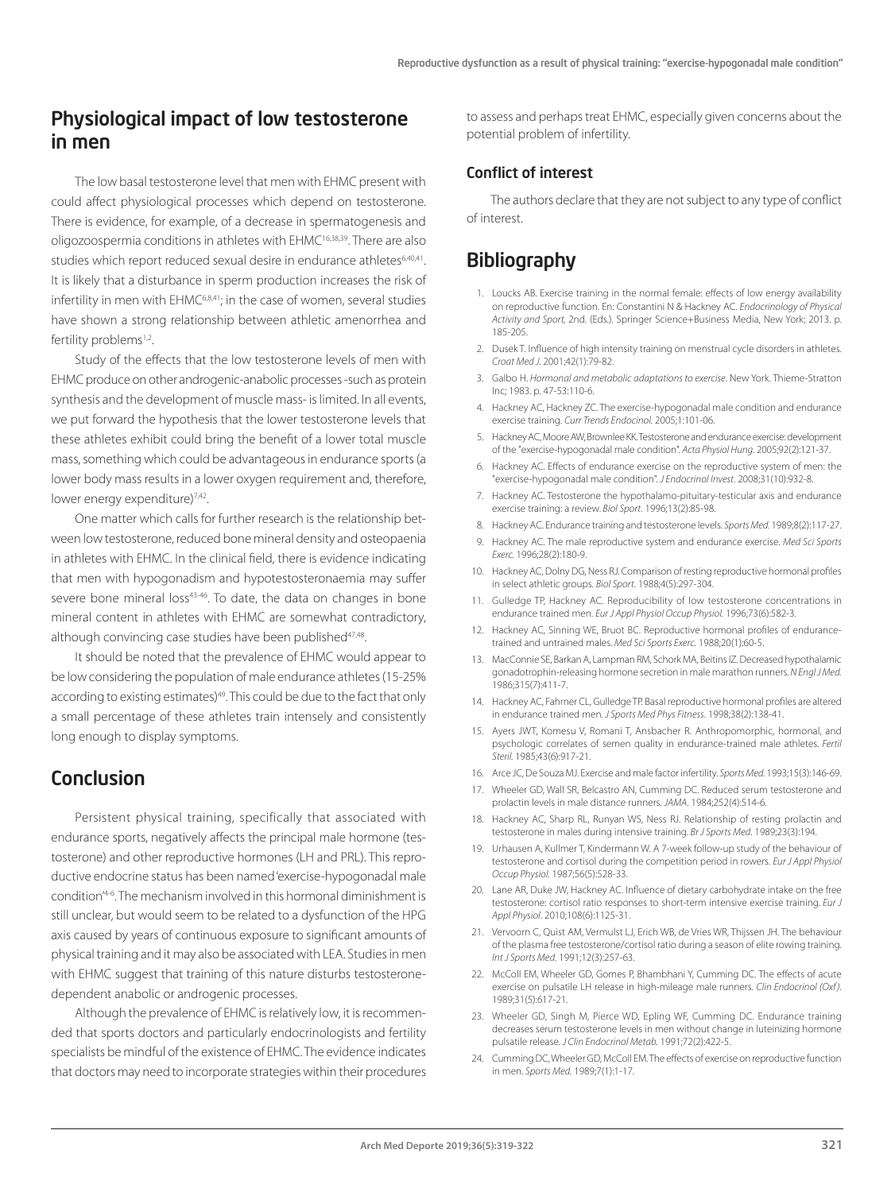## Physiological impact of low testosterone in men

The low basal testosterone level that men with EHMC present with could affect physiological processes which depend on testosterone. There is evidence, for example, of a decrease in spermatogenesis and oligozoospermia conditions in athletes with EHMC[16,38,39]. There are also studies which report reduced sexual desire in endurance athletes[6,40,41]. It is likely that a disturbance in sperm production increases the risk of infertility in men with EHMC[6,8,41]; in the case of women, several studies have shown a strong relationship between athletic amenorrhea and fertility problems[1,2].

Study of the effects that the low testosterone levels of men with EHMC produce on other androgenic-anabolic processes -such as protein synthesis and the development of muscle mass- is limited. In all events, we put forward the hypothesis that the lower testosterone levels that these athletes exhibit could bring the benefit of a lower total muscle mass, something which could be advantageous in endurance sports (a lower body mass results in a lower oxygen requirement and, therefore, lower energy expenditure)[7,42].

One matter which calls for further research is the relationship between low testosterone, reduced bone mineral density and osteopaenia in athletes with EHMC. In the clinical field, there is evidence indicating that men with hypogonadism and hypotestosteronaemia may suffer severe bone mineral loss[43-46]. To date, the data on changes in bone mineral content in athletes with EHMC are somewhat contradictory, although convincing case studies have been published[47,48].

It should be noted that the prevalence of EHMC would appear to be low considering the population of male endurance athletes (15-25% according to existing estimates)[49]. This could be due to the fact that only a small percentage of these athletes train intensely and consistently long enough to display symptoms.

## Conclusion

Persistent physical training, specifically that associated with endurance sports, negatively affects the principal male hormone (testosterone) and other reproductive hormones (LH and PRL). This reproductive endocrine status has been named 'exercise-hypogonadal male condition'[4-6]. The mechanism involved in this hormonal diminishment is still unclear, but would seem to be related to a dysfunction of the HPG axis caused by years of continuous exposure to significant amounts of physical training and it may also be associated with LEA. Studies in men with EHMC suggest that training of this nature disturbs testosterone-dependent anabolic or androgenic processes.

Although the prevalence of EHMC is relatively low, it is recommended that sports doctors and particularly endocrinologists and fertility specialists be mindful of the existence of EHMC. The evidence indicates that doctors may need to incorporate strategies within their procedures to assess and perhaps treat EHMC, especially given concerns about the potential problem of infertility.

### Conflict of interest

The authors declare that they are not subject to any type of conflict of interest.

## Bibliography

1. Loucks AB. Exercise training in the normal female: effects of low energy availability on reproductive function. En: Constantini N & Hackney AC. *Endocrinology of Physical Activity and Sport,* 2nd. (Eds.). Springer Science+Business Media, New York; 2013. p. 185-205.
2. Dusek T. Influence of high intensity training on menstrual cycle disorders in athletes. *Croat Med J.* 2001;42(1):79-82.
3. Galbo H. *Hormonal and metabolic adaptations to exercise*. New York. Thieme-Stratton Inc; 1983. p. 47-53:110-6.
4. Hackney AC, Hackney ZC. The exercise-hypogonadal male condition and endurance exercise training. *Curr Trends Endocinol.* 2005;1:101-06.
5. Hackney AC, Moore AW, Brownlee KK. Testosterone and endurance exercise: development of the "exercise-hypogonadal male condition". *Acta Physiol Hung*. 2005;92(2):121-37.
6. Hackney AC. Effects of endurance exercise on the reproductive system of men: the "exercise-hypogonadal male condition". *J Endocrinol Invest*. 2008;31(10):932-8.
7. Hackney AC. Testosterone the hypothalamo-pituitary-testicular axis and endurance exercise training: a review. *Biol Sport.* 1996;13(2):85-98.
8. Hackney AC. Endurance training and testosterone levels. *Sports Med.* 1989;8(2):117-27.
9. Hackney AC. The male reproductive system and endurance exercise. *Med Sci Sports Exerc*. 1996;28(2):180-9.
10. Hackney AC, Dolny DG, Ness RJ. Comparison of resting reproductive hormonal profiles in select athletic groups. *Biol Sport*. 1988;4(5):297-304.
11. Gulledge TP, Hackney AC. Reproducibility of low testosterone concentrations in endurance trained men. *Eur J Appl Physiol Occup Physiol.* 1996;73(6):582-3.
12. Hackney AC, Sinning WE, Bruot BC. Reproductive hormonal profiles of endurance-trained and untrained males. *Med Sci Sports Exerc.* 1988;20(1):60-5.
13. MacConnie SE, Barkan A, Lampman RM, Schork MA, Beitins IZ. Decreased hypothalamic gonadotrophin-releasing hormone secretion in male marathon runners. *N Engl J Med.* 1986;315(7):411-7.
14. Hackney AC, Fahrner CL, Gulledge TP. Basal reproductive hormonal profiles are altered in endurance trained men. *J Sports Med Phys Fitness*. 1998;38(2):138-41.
15. Ayers JWT, Komesu V, Romani T, Ansbacher R. Anthropomorphic, hormonal, and psychologic correlates of semen quality in endurance-trained male athletes. *Fertil Steril.* 1985;43(6):917-21.
16. Arce JC, De Souza MJ. Exercise and male factor infertility. *Sports Med.* 1993;15(3):146-69.
17. Wheeler GD, Wall SR, Belcastro AN, Cumming DC. Reduced serum testosterone and prolactin levels in male distance runners. *JAMA*. 1984;252(4):514-6.
18. Hackney AC, Sharp RL, Runyan WS, Ness RJ. Relationship of resting prolactin and testosterone in males during intensive training. *Br J Sports Med*. 1989;23(3):194.
19. Urhausen A, Kullmer T, Kindermann W. A 7-week follow-up study of the behaviour of testosterone and cortisol during the competition period in rowers. *Eur J Appl Physiol Occup Physiol.* 1987;56(5):528-33.
20. Lane AR, Duke JW, Hackney AC. Influence of dietary carbohydrate intake on the free testosterone: cortisol ratio responses to short-term intensive exercise training. *Eur J Appl Physiol*. 2010;108(6):1125-31.
21. Vervoorn C, Quist AM, Vermulst LJ, Erich WB, de Vries WR, Thijssen JH. The behaviour of the plasma free testosterone/cortisol ratio during a season of elite rowing training. *Int J Sports Med*. 1991;12(3):257-63.
22. McColl EM, Wheeler GD, Gomes P, Bhambhani Y, Cumming DC. The effects of acute exercise on pulsatile LH release in high-mileage male runners. *Clin Endocrinol (Oxf)*. 1989;31(5):617-21.
23. Wheeler GD, Singh M, Pierce WD, Epling WF, Cumming DC. Endurance training decreases serum testosterone levels in men without change in luteinizing hormone pulsatile release. *J Clin Endocrinol Metab.* 1991;72(2):422-5.
24. Cumming DC, Wheeler GD, McColl EM. The effects of exercise on reproductive function in men. *Sports Med.* 1989;7(1):1-17.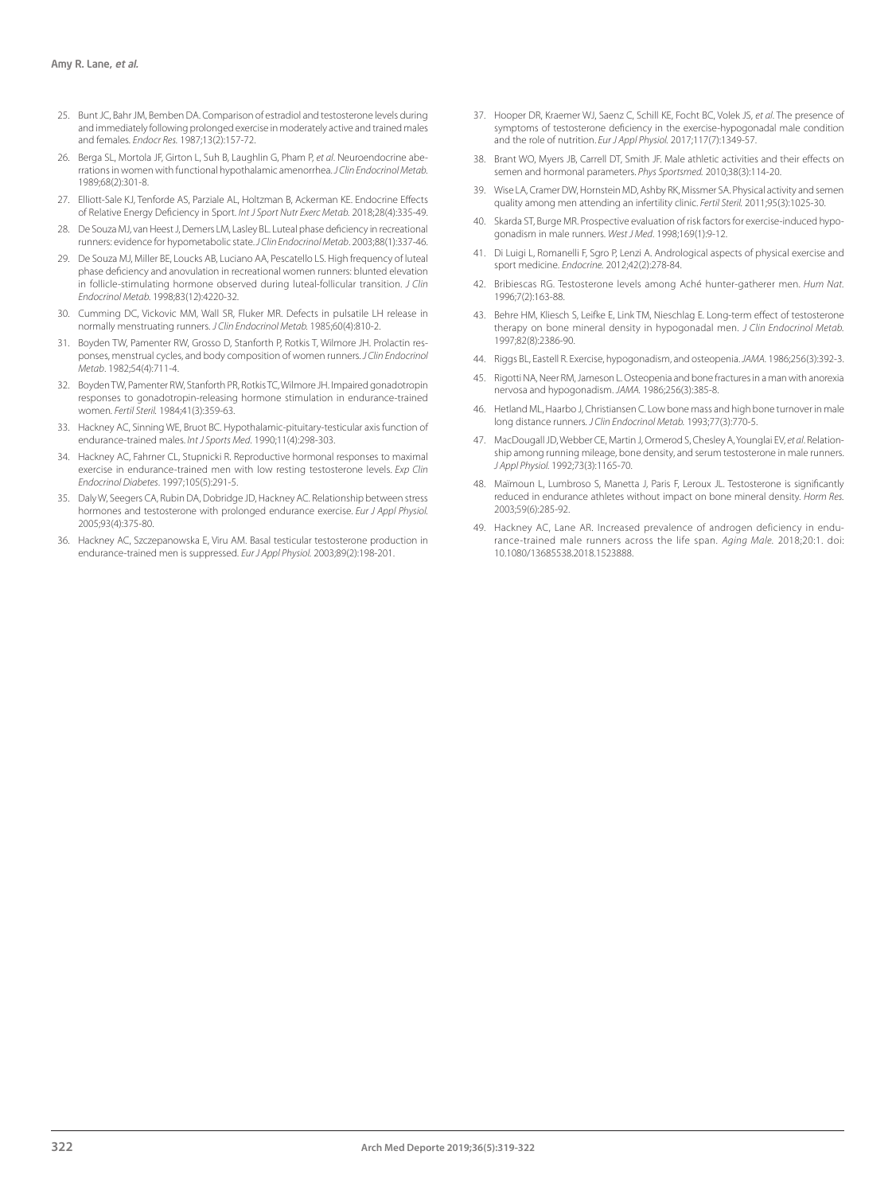25. Bunt JC, Bahr JM, Bemben DA. Comparison of estradiol and testosterone levels during and immediately following prolonged exercise in moderately active and trained males and females. *Endocr Res.* 1987;13(2):157-72.
26. Berga SL, Mortola JF, Girton L, Suh B, Laughlin G, Pham P, *et al*. Neuroendocrine aberrations in women with functional hypothalamic amenorrhea. *J Clin Endocrinol Metab.* 1989;68(2):301-8.
27. Elliott-Sale KJ, Tenforde AS, Parziale AL, Holtzman B, Ackerman KE. Endocrine Effects of Relative Energy Deficiency in Sport. *Int J Sport Nutr Exerc Metab.* 2018;28(4):335-49.
28. De Souza MJ, van Heest J, Demers LM, Lasley BL. Luteal phase deficiency in recreational runners: evidence for hypometabolic state. *J Clin Endocrinol Metab*. 2003;88(1):337-46.
29. De Souza MJ, Miller BE, Loucks AB, Luciano AA, Pescatello LS. High frequency of luteal phase deficiency and anovulation in recreational women runners: blunted elevation in follicle-stimulating hormone observed during luteal-follicular transition. *J Clin Endocrinol Metab.* 1998;83(12):4220-32.
30. Cumming DC, Vickovic MM, Wall SR, Fluker MR. Defects in pulsatile LH release in normally menstruating runners. *J Clin Endocrinol Metab.* 1985;60(4):810-2.
31. Boyden TW, Pamenter RW, Grosso D, Stanforth P, Rotkis T, Wilmore JH. Prolactin responses, menstrual cycles, and body composition of women runners. *J Clin Endocrinol Metab*. 1982;54(4):711-4.
32. Boyden TW, Pamenter RW, Stanforth PR, Rotkis TC, Wilmore JH. Impaired gonadotropin responses to gonadotropin-releasing hormone stimulation in endurance-trained women. *Fertil Steril.* 1984;41(3):359-63.
33. Hackney AC, Sinning WE, Bruot BC. Hypothalamic-pituitary-testicular axis function of endurance-trained males. *Int J Sports Med*. 1990;11(4):298-303.
34. Hackney AC, Fahrner CL, Stupnicki R. Reproductive hormonal responses to maximal exercise in endurance-trained men with low resting testosterone levels. *Exp Clin Endocrinol Diabetes*. 1997;105(5):291-5.
35. Daly W, Seegers CA, Rubin DA, Dobridge JD, Hackney AC. Relationship between stress hormones and testosterone with prolonged endurance exercise. *Eur J Appl Physiol.* 2005;93(4):375-80.
36. Hackney AC, Szczepanowska E, Viru AM. Basal testicular testosterone production in endurance-trained men is suppressed. *Eur J Appl Physiol.* 2003;89(2):198-201.
37. Hooper DR, Kraemer WJ, Saenz C, Schill KE, Focht BC, Volek JS, *et al*. The presence of symptoms of testosterone deficiency in the exercise-hypogonadal male condition and the role of nutrition. *Eur J Appl Physiol.* 2017;117(7):1349-57.
38. Brant WO, Myers JB, Carrell DT, Smith JF. Male athletic activities and their effects on semen and hormonal parameters. *Phys Sportsmed.* 2010;38(3):114-20.
39. Wise LA, Cramer DW, Hornstein MD, Ashby RK, Missmer SA. Physical activity and semen quality among men attending an infertility clinic. *Fertil Steril.* 2011;95(3):1025-30.
40. Skarda ST, Burge MR. Prospective evaluation of risk factors for exercise-induced hypogonadism in male runners. *West J Med*. 1998;169(1):9-12.
41. Di Luigi L, Romanelli F, Sgro P, Lenzi A. Andrological aspects of physical exercise and sport medicine. *Endocrine.* 2012;42(2):278-84.
42. Bribiescas RG. Testosterone levels among Aché hunter-gatherer men. *Hum Nat.* 1996;7(2):163-88.
43. Behre HM, Kliesch S, Leifke E, Link TM, Nieschlag E. Long-term effect of testosterone therapy on bone mineral density in hypogonadal men. *J Clin Endocrinol Metab.* 1997;82(8):2386-90.
44. Riggs BL, Eastell R. Exercise, hypogonadism, and osteopenia. *JAMA*. 1986;256(3):392-3.
45. Rigotti NA, Neer RM, Jameson L. Osteopenia and bone fractures in a man with anorexia nervosa and hypogonadism. *JAMA.* 1986;256(3):385-8.
46. Hetland ML, Haarbo J, Christiansen C. Low bone mass and high bone turnover in male long distance runners. *J Clin Endocrinol Metab.* 1993;77(3):770-5.
47. MacDougall JD, Webber CE, Martin J, Ormerod S, Chesley A, Younglai EV, *et al*. Relationship among running mileage, bone density, and serum testosterone in male runners. *J Appl Physiol.* 1992;73(3):1165-70.
48. Maïmoun L, Lumbroso S, Manetta J, Paris F, Leroux JL. Testosterone is significantly reduced in endurance athletes without impact on bone mineral density. *Horm Res.* 2003;59(6):285-92.
49. Hackney AC, Lane AR. Increased prevalence of androgen deficiency in endurance-trained male runners across the life span. *Aging Male.* 2018;20:1. doi: 10.1080/13685538.2018.1523888.